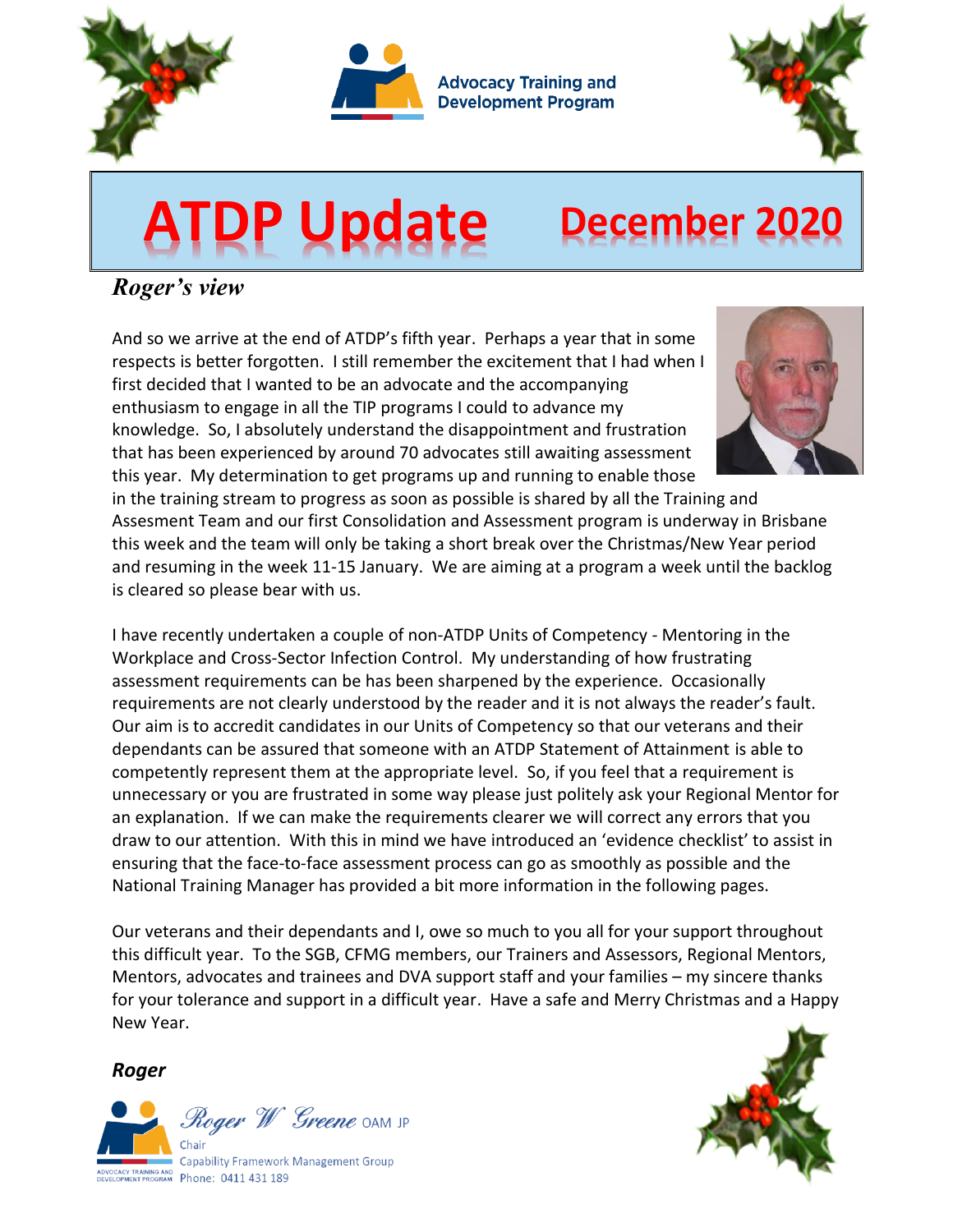Advocacy Training and Development Program

# ATDP Update December 2020

## *Roger's view*

And so we arrive at the end of ATDP's fifth year. Perhaps a year that in some respects is better forgotten. I still remember the excitement that I had when I first decided that I wanted to be an advocate and the accompanying enthusiasm to engage in all the TIP programs I could to advance my knowledge. So, I absolutely understand the disappointment and frustration that has been experienced by around 70 advocates still awaiting assessment this year. My determination to get programs up and running to enable those in the training stream to progress as soon as possible is shared by all the Training and Assesment Team and our first Consolidation and Assessment program is underway in Brisbane this week and the team will only be taking a short break over the Christmas/New Year period and resuming in the week 11-15 January. We are aiming at a program a week until the backlog is cleared so please bear with us.

I have recently undertaken a couple of non-ATDP Units of Competency - Mentoring in the Workplace and Cross-Sector Infection Control. My understanding of how frustrating assessment requirements can be has been sharpened by the experience. Occasionally requirements are not clearly understood by the reader and it is not always the reader's fault. Our aim is to accredit candidates in our Units of Competency so that our veterans and their dependants can be assured that someone with an ATDP Statement of Attainment is able to competently represent them at the appropriate level. So, if you feel that a requirement is unnecessary or you are frustrated in some way please just politely ask your Regional Mentor for an explanation. If we can make the requirements clearer we will correct any errors that you draw to our attention. With this in mind we have introduced an 'evidence checklist' to assist in ensuring that the face-to-face assessment process can go as smoothly as possible and the National Training Manager has provided a bit more information in the following pages.

Our veterans and their dependants and I, owe so much to you all for your support throughout this difficult year. To the SGB, CFMG members, our Trainers and Assessors, Regional Mentors, Mentors, advocates and trainees and DVA support staff and your families – my sincere thanks for your tolerance and support in a difficult year. Have a safe and Merry Christmas and a Happy New Year.

***Roger***

*Roger W Greene* OAM JP
Chair
Capability Framework Management Group
Phone: 0411 431 189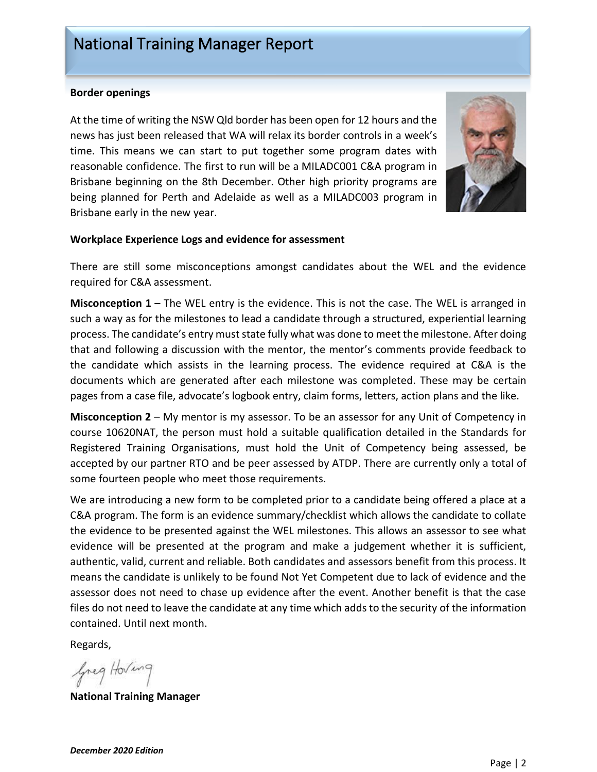# National Training Manager Report

**Border openings**

At the time of writing the NSW Qld border has been open for 12 hours and the news has just been released that WA will relax its border controls in a week's time. This means we can start to put together some program dates with reasonable confidence. The first to run will be a MILADC001 C&A program in Brisbane beginning on the 8th December. Other high priority programs are being planned for Perth and Adelaide as well as a MILADC003 program in Brisbane early in the new year.

**Workplace Experience Logs and evidence for assessment**

There are still some misconceptions amongst candidates about the WEL and the evidence required for C&A assessment.

**Misconception 1** – The WEL entry is the evidence. This is not the case. The WEL is arranged in such a way as for the milestones to lead a candidate through a structured, experiential learning process. The candidate's entry must state fully what was done to meet the milestone. After doing that and following a discussion with the mentor, the mentor's comments provide feedback to the candidate which assists in the learning process. The evidence required at C&A is the documents which are generated after each milestone was completed. These may be certain pages from a case file, advocate's logbook entry, claim forms, letters, action plans and the like.

**Misconception 2** – My mentor is my assessor. To be an assessor for any Unit of Competency in course 10620NAT, the person must hold a suitable qualification detailed in the Standards for Registered Training Organisations, must hold the Unit of Competency being assessed, be accepted by our partner RTO and be peer assessed by ATDP. There are currently only a total of some fourteen people who meet those requirements.

We are introducing a new form to be completed prior to a candidate being offered a place at a C&A program. The form is an evidence summary/checklist which allows the candidate to collate the evidence to be presented against the WEL milestones. This allows an assessor to see what evidence will be presented at the program and make a judgement whether it is sufficient, authentic, valid, current and reliable. Both candidates and assessors benefit from this process. It means the candidate is unlikely to be found Not Yet Competent due to lack of evidence and the assessor does not need to chase up evidence after the event. Another benefit is that the case files do not need to leave the candidate at any time which adds to the security of the information contained. Until next month.

Regards,

Greg Horing

**National Training Manager**

*December 2020 Edition*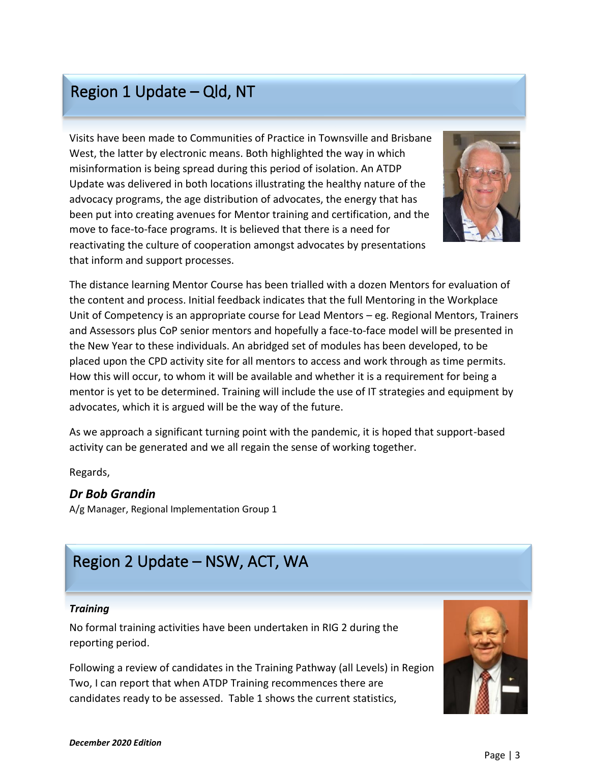## Region 1 Update – Qld, NT

Visits have been made to Communities of Practice in Townsville and Brisbane West, the latter by electronic means. Both highlighted the way in which misinformation is being spread during this period of isolation. An ATDP Update was delivered in both locations illustrating the healthy nature of the advocacy programs, the age distribution of advocates, the energy that has been put into creating avenues for Mentor training and certification, and the move to face-to-face programs. It is believed that there is a need for reactivating the culture of cooperation amongst advocates by presentations that inform and support processes.

The distance learning Mentor Course has been trialled with a dozen Mentors for evaluation of the content and process. Initial feedback indicates that the full Mentoring in the Workplace Unit of Competency is an appropriate course for Lead Mentors – eg. Regional Mentors, Trainers and Assessors plus CoP senior mentors and hopefully a face-to-face model will be presented in the New Year to these individuals. An abridged set of modules has been developed, to be placed upon the CPD activity site for all mentors to access and work through as time permits. How this will occur, to whom it will be available and whether it is a requirement for being a mentor is yet to be determined. Training will include the use of IT strategies and equipment by advocates, which it is argued will be the way of the future.

As we approach a significant turning point with the pandemic, it is hoped that support-based activity can be generated and we all regain the sense of working together.

Regards,

***Dr Bob Grandin***
A/g Manager, Regional Implementation Group 1

## Region 2 Update – NSW, ACT, WA

***Training***

No formal training activities have been undertaken in RIG 2 during the reporting period.

Following a review of candidates in the Training Pathway (all Levels) in Region Two, I can report that when ATDP Training recommences there are candidates ready to be assessed. Table 1 shows the current statistics,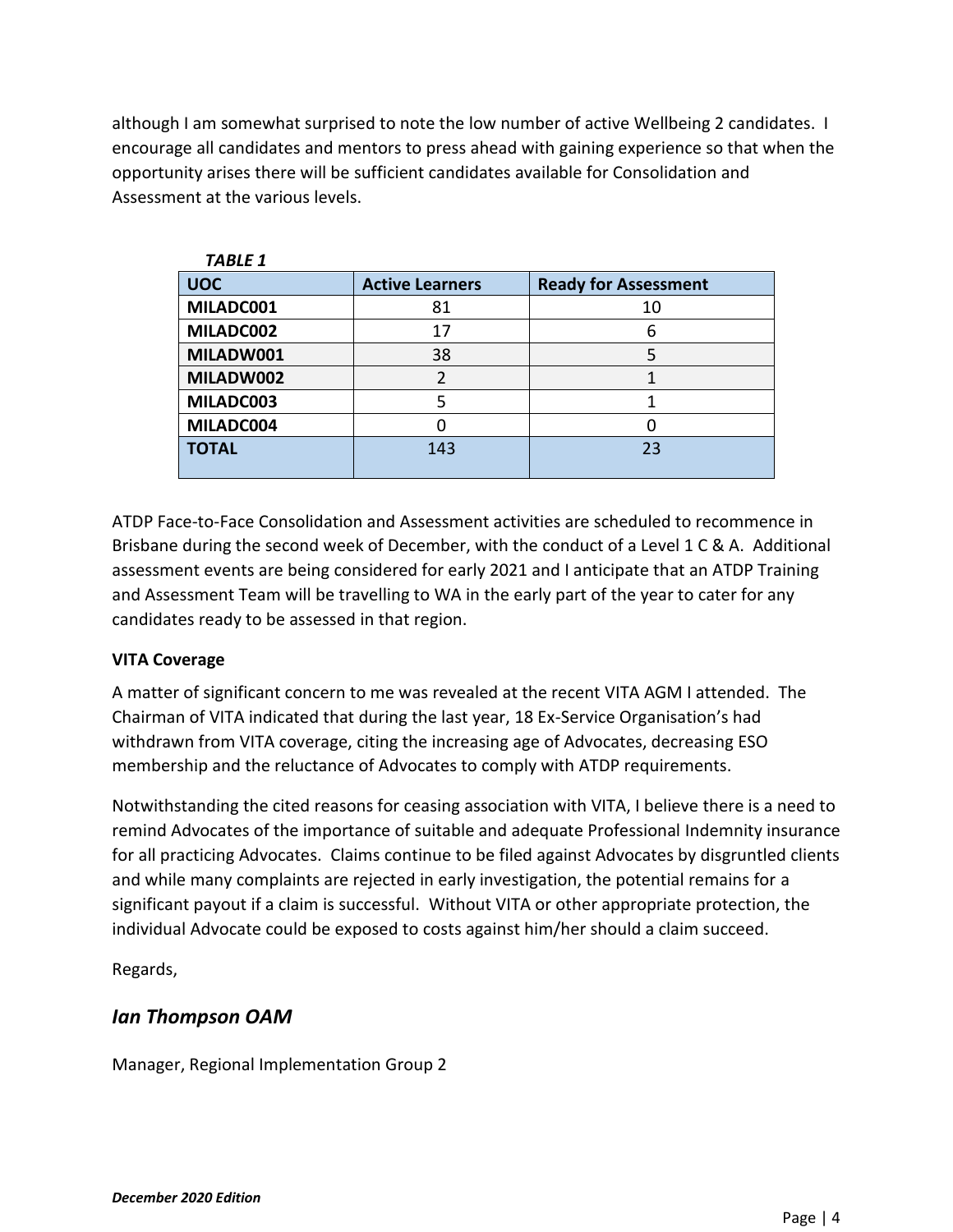although I am somewhat surprised to note the low number of active Wellbeing 2 candidates. I encourage all candidates and mentors to press ahead with gaining experience so that when the opportunity arises there will be sufficient candidates available for Consolidation and Assessment at the various levels.

***TABLE 1***

| UOC | Active Learners | Ready for Assessment |
|---|---|---|
| **MILADC001** | 81 | 10 |
| **MILADC002** | 17 | 6 |
| **MILADW001** | 38 | 5 |
| **MILADW002** | 2 | 1 |
| **MILADC003** | 5 | 1 |
| **MILADC004** | 0 | 0 |
| **TOTAL** | 143 | 23 |

ATDP Face-to-Face Consolidation and Assessment activities are scheduled to recommence in Brisbane during the second week of December, with the conduct of a Level 1 C & A. Additional assessment events are being considered for early 2021 and I anticipate that an ATDP Training and Assessment Team will be travelling to WA in the early part of the year to cater for any candidates ready to be assessed in that region.

**VITA Coverage**

A matter of significant concern to me was revealed at the recent VITA AGM I attended. The Chairman of VITA indicated that during the last year, 18 Ex-Service Organisation's had withdrawn from VITA coverage, citing the increasing age of Advocates, decreasing ESO membership and the reluctance of Advocates to comply with ATDP requirements.

Notwithstanding the cited reasons for ceasing association with VITA, I believe there is a need to remind Advocates of the importance of suitable and adequate Professional Indemnity insurance for all practicing Advocates. Claims continue to be filed against Advocates by disgruntled clients and while many complaints are rejected in early investigation, the potential remains for a significant payout if a claim is successful. Without VITA or other appropriate protection, the individual Advocate could be exposed to costs against him/her should a claim succeed.

Regards,

***Ian Thompson OAM***

Manager, Regional Implementation Group 2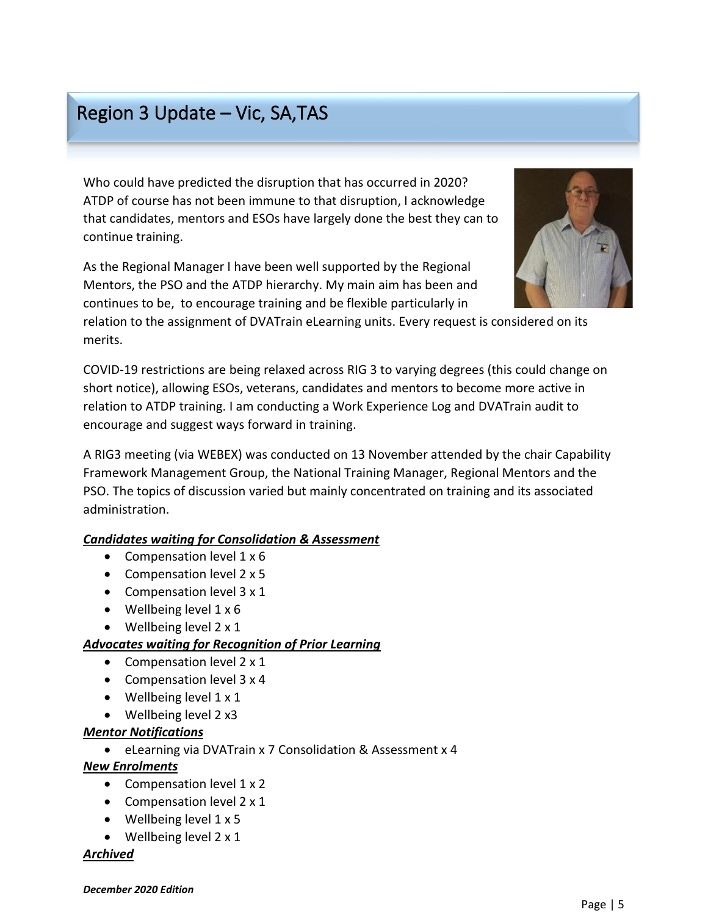## Region 3 Update – Vic, SA,TAS

Who could have predicted the disruption that has occurred in 2020? ATDP of course has not been immune to that disruption, I acknowledge that candidates, mentors and ESOs have largely done the best they can to continue training.

As the Regional Manager I have been well supported by the Regional Mentors, the PSO and the ATDP hierarchy. My main aim has been and continues to be, to encourage training and be flexible particularly in relation to the assignment of DVATrain eLearning units. Every request is considered on its merits.

COVID-19 restrictions are being relaxed across RIG 3 to varying degrees (this could change on short notice), allowing ESOs, veterans, candidates and mentors to become more active in relation to ATDP training. I am conducting a Work Experience Log and DVATrain audit to encourage and suggest ways forward in training.

A RIG3 meeting (via WEBEX) was conducted on 13 November attended by the chair Capability Framework Management Group, the National Training Manager, Regional Mentors and the PSO. The topics of discussion varied but mainly concentrated on training and its associated administration.

***Candidates waiting for Consolidation & Assessment***

- Compensation level 1 x 6
- Compensation level 2 x 5
- Compensation level 3 x 1
- Wellbeing level 1 x 6
- Wellbeing level 2 x 1

***Advocates waiting for Recognition of Prior Learning***

- Compensation level 2 x 1
- Compensation level 3 x 4
- Wellbeing level 1 x 1
- Wellbeing level 2 x3

***Mentor Notifications***

- eLearning via DVATrain x 7 Consolidation & Assessment x 4

***New Enrolments***

- Compensation level 1 x 2
- Compensation level 2 x 1
- Wellbeing level 1 x 5
- Wellbeing level 2 x 1

***Archived***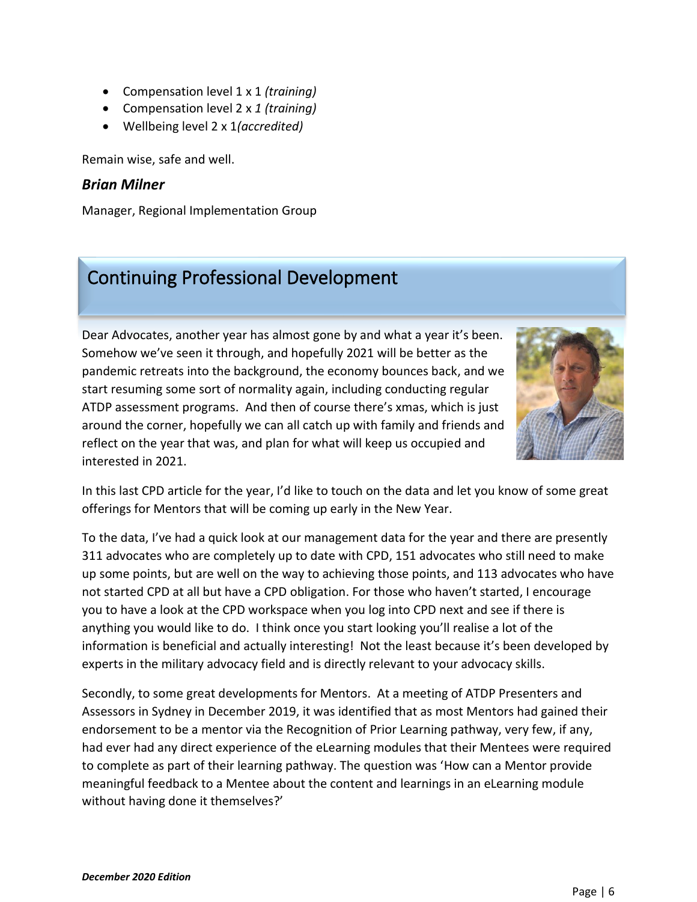- Compensation level 1 x 1 *(training)*
- Compensation level 2 x *1 (training)*
- Wellbeing level 2 x 1*(accredited)*

Remain wise, safe and well.

***Brian Milner***

Manager, Regional Implementation Group

## Continuing Professional Development

Dear Advocates, another year has almost gone by and what a year it's been. Somehow we've seen it through, and hopefully 2021 will be better as the pandemic retreats into the background, the economy bounces back, and we start resuming some sort of normality again, including conducting regular ATDP assessment programs. And then of course there's xmas, which is just around the corner, hopefully we can all catch up with family and friends and reflect on the year that was, and plan for what will keep us occupied and interested in 2021.

In this last CPD article for the year, I'd like to touch on the data and let you know of some great offerings for Mentors that will be coming up early in the New Year.

To the data, I've had a quick look at our management data for the year and there are presently 311 advocates who are completely up to date with CPD, 151 advocates who still need to make up some points, but are well on the way to achieving those points, and 113 advocates who have not started CPD at all but have a CPD obligation. For those who haven't started, I encourage you to have a look at the CPD workspace when you log into CPD next and see if there is anything you would like to do. I think once you start looking you'll realise a lot of the information is beneficial and actually interesting! Not the least because it's been developed by experts in the military advocacy field and is directly relevant to your advocacy skills.

Secondly, to some great developments for Mentors. At a meeting of ATDP Presenters and Assessors in Sydney in December 2019, it was identified that as most Mentors had gained their endorsement to be a mentor via the Recognition of Prior Learning pathway, very few, if any, had ever had any direct experience of the eLearning modules that their Mentees were required to complete as part of their learning pathway. The question was 'How can a Mentor provide meaningful feedback to a Mentee about the content and learnings in an eLearning module without having done it themselves?'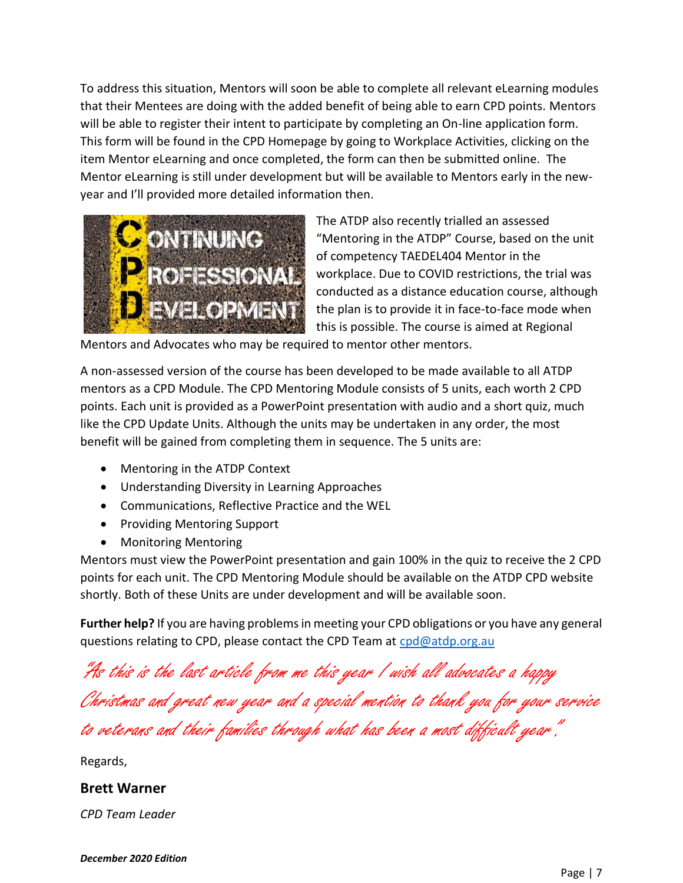To address this situation, Mentors will soon be able to complete all relevant eLearning modules that their Mentees are doing with the added benefit of being able to earn CPD points. Mentors will be able to register their intent to participate by completing an On-line application form. This form will be found in the CPD Homepage by going to Workplace Activities, clicking on the item Mentor eLearning and once completed, the form can then be submitted online. The Mentor eLearning is still under development but will be available to Mentors early in the new-year and I'll provided more detailed information then.

The ATDP also recently trialled an assessed "Mentoring in the ATDP" Course, based on the unit of competency TAEDEL404 Mentor in the workplace. Due to COVID restrictions, the trial was conducted as a distance education course, although the plan is to provide it in face-to-face mode when this is possible. The course is aimed at Regional Mentors and Advocates who may be required to mentor other mentors.

A non-assessed version of the course has been developed to be made available to all ATDP mentors as a CPD Module. The CPD Mentoring Module consists of 5 units, each worth 2 CPD points. Each unit is provided as a PowerPoint presentation with audio and a short quiz, much like the CPD Update Units. Although the units may be undertaken in any order, the most benefit will be gained from completing them in sequence. The 5 units are:

- Mentoring in the ATDP Context
- Understanding Diversity in Learning Approaches
- Communications, Reflective Practice and the WEL
- Providing Mentoring Support
- Monitoring Mentoring

Mentors must view the PowerPoint presentation and gain 100% in the quiz to receive the 2 CPD points for each unit. The CPD Mentoring Module should be available on the ATDP CPD website shortly. Both of these Units are under development and will be available soon.

**Further help?** If you are having problems in meeting your CPD obligations or you have any general questions relating to CPD, please contact the CPD Team at cpd@atdp.org.au

*"As this is the last article from me this year I wish all advocates a happy Christmas and great new year and a special mention to thank you for your service to veterans and their families through what has been a most difficult year."*

Regards,

**Brett Warner**

*CPD Team Leader*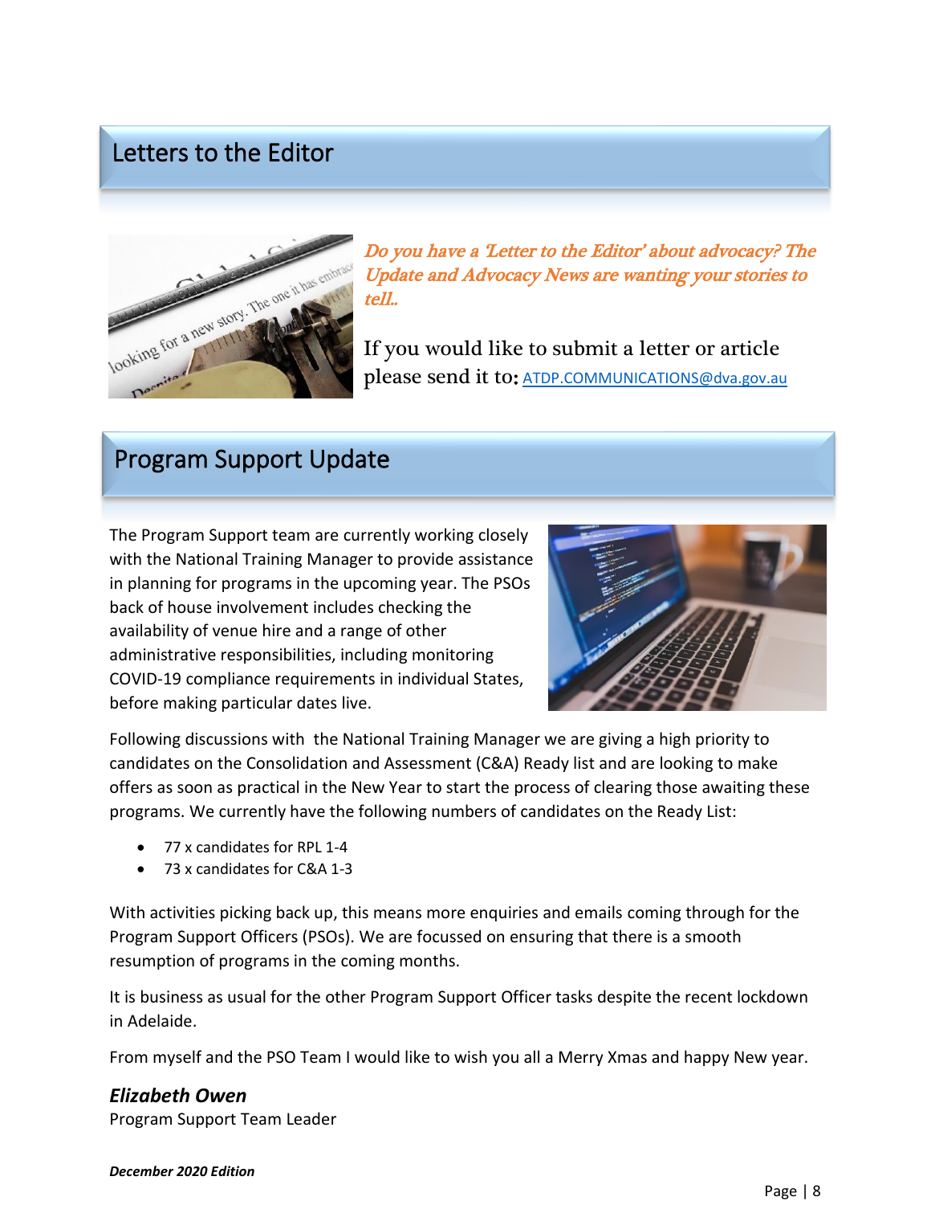## Letters to the Editor

*Do you have a 'Letter to the Editor' about advocacy? The Update and Advocacy News are wanting your stories to tell..*

If you would like to submit a letter or article please send it to: ATDP.COMMUNICATIONS@dva.gov.au

## Program Support Update

The Program Support team are currently working closely with the National Training Manager to provide assistance in planning for programs in the upcoming year. The PSOs back of house involvement includes checking the availability of venue hire and a range of other administrative responsibilities, including monitoring COVID-19 compliance requirements in individual States, before making particular dates live.

Following discussions with the National Training Manager we are giving a high priority to candidates on the Consolidation and Assessment (C&A) Ready list and are looking to make offers as soon as practical in the New Year to start the process of clearing those awaiting these programs. We currently have the following numbers of candidates on the Ready List:

- 77 x candidates for RPL 1-4
- 73 x candidates for C&A 1-3

With activities picking back up, this means more enquiries and emails coming through for the Program Support Officers (PSOs). We are focussed on ensuring that there is a smooth resumption of programs in the coming months.

It is business as usual for the other Program Support Officer tasks despite the recent lockdown in Adelaide.

From myself and the PSO Team I would like to wish you all a Merry Xmas and happy New year.

***Elizabeth Owen***
Program Support Team Leader

***December 2020 Edition***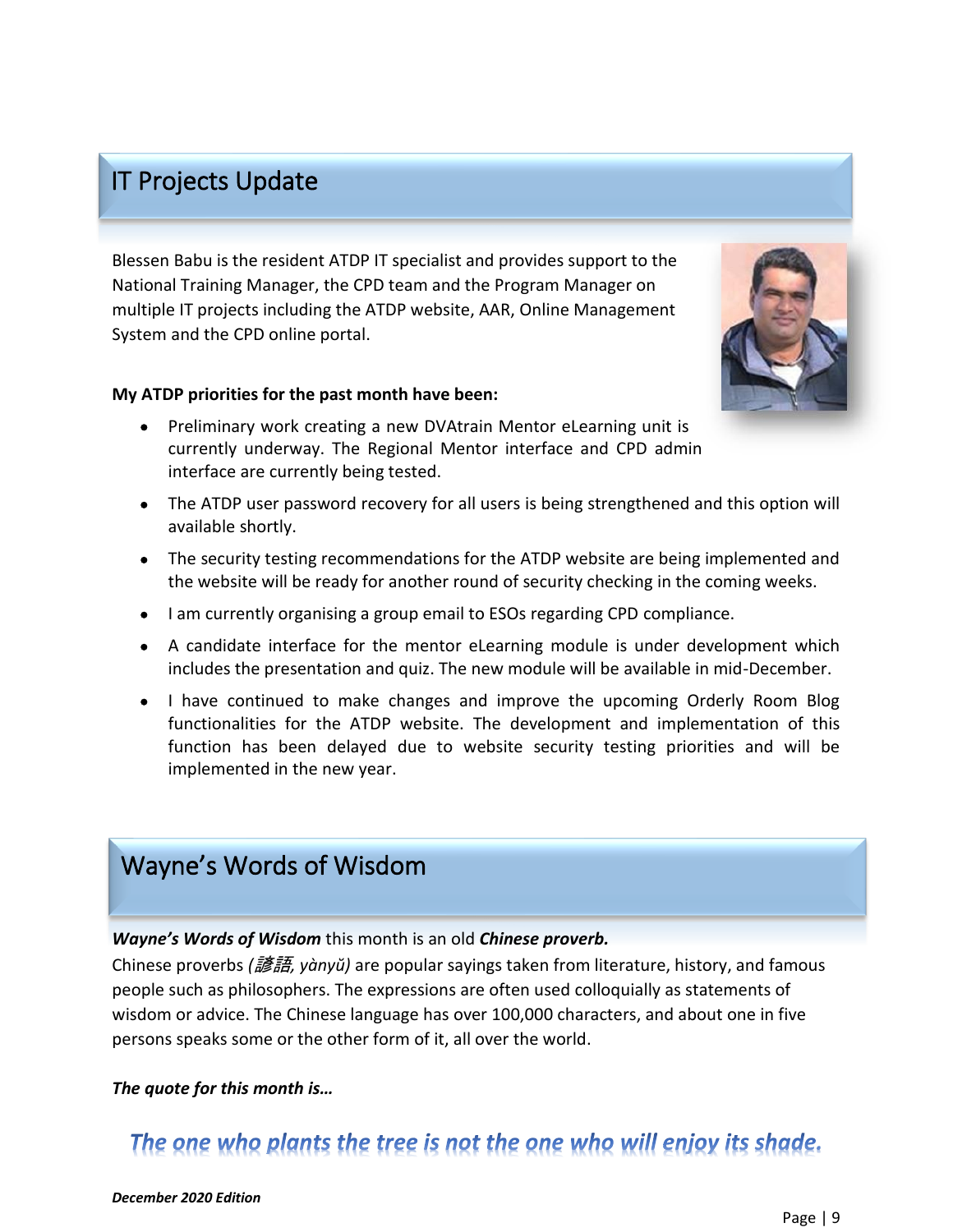## IT Projects Update

Blessen Babu is the resident ATDP IT specialist and provides support to the National Training Manager, the CPD team and the Program Manager on multiple IT projects including the ATDP website, AAR, Online Management System and the CPD online portal.

**My ATDP priorities for the past month have been:**

- Preliminary work creating a new DVAtrain Mentor eLearning unit is currently underway. The Regional Mentor interface and CPD admin interface are currently being tested.
- The ATDP user password recovery for all users is being strengthened and this option will available shortly.
- The security testing recommendations for the ATDP website are being implemented and the website will be ready for another round of security checking in the coming weeks.
- I am currently organising a group email to ESOs regarding CPD compliance.
- A candidate interface for the mentor eLearning module is under development which includes the presentation and quiz. The new module will be available in mid-December.
- I have continued to make changes and improve the upcoming Orderly Room Blog functionalities for the ATDP website. The development and implementation of this function has been delayed due to website security testing priorities and will be implemented in the new year.

## Wayne's Words of Wisdom

***Wayne's Words of Wisdom*** this month is an old ***Chinese proverb.***

Chinese proverbs *(諺語, yànyǔ)* are popular sayings taken from literature, history, and famous people such as philosophers. The expressions are often used colloquially as statements of wisdom or advice. The Chinese language has over 100,000 characters, and about one in five persons speaks some or the other form of it, all over the world.

***The quote for this month is…***

***The one who plants the tree is not the one who will enjoy its shade.***

*December 2020 Edition*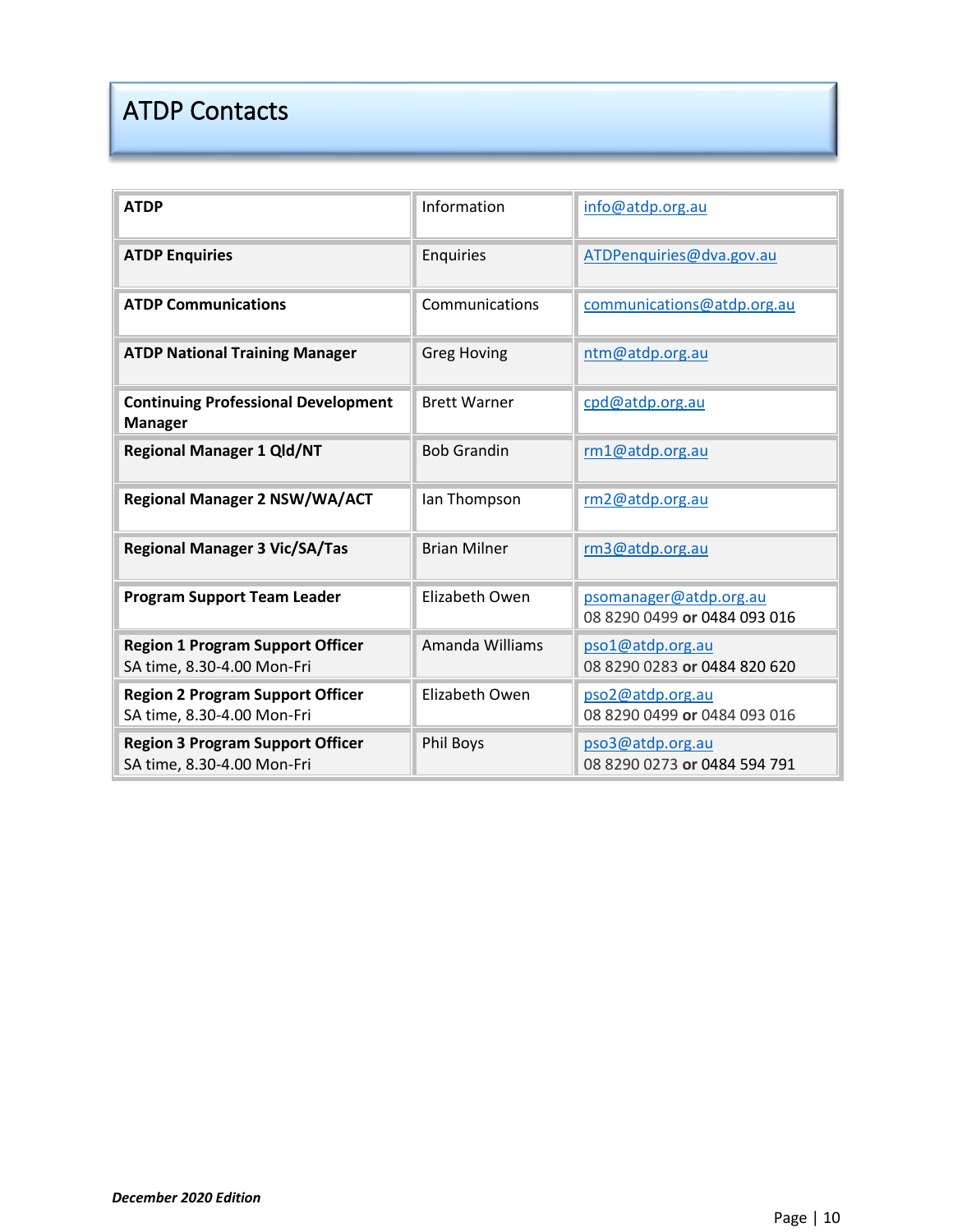# ATDP Contacts

| | | |
|---|---|---|
| **ATDP** | Information | info@atdp.org.au |
| **ATDP Enquiries** | Enquiries | ATDPenquiries@dva.gov.au |
| **ATDP Communications** | Communications | communications@atdp.org.au |
| **ATDP National Training Manager** | Greg Hoving | ntm@atdp.org.au |
| **Continuing Professional Development Manager** | Brett Warner | cpd@atdp.org.au |
| **Regional Manager 1 Qld/NT** | Bob Grandin | rm1@atdp.org.au |
| **Regional Manager 2 NSW/WA/ACT** | Ian Thompson | rm2@atdp.org.au |
| **Regional Manager 3 Vic/SA/Tas** | Brian Milner | rm3@atdp.org.au |
| **Program Support Team Leader** | Elizabeth Owen | psomanager@atdp.org.au 08 8290 0499 **or** 0484 093 016 |
| **Region 1 Program Support Officer** SA time, 8.30-4.00 Mon-Fri | Amanda Williams | pso1@atdp.org.au 08 8290 0283 **or** 0484 820 620 |
| **Region 2 Program Support Officer** SA time, 8.30-4.00 Mon-Fri | Elizabeth Owen | pso2@atdp.org.au 08 8290 0499 **or** 0484 093 016 |
| **Region 3 Program Support Officer** SA time, 8.30-4.00 Mon-Fri | Phil Boys | pso3@atdp.org.au 08 8290 0273 **or** 0484 594 791 |

***December 2020 Edition***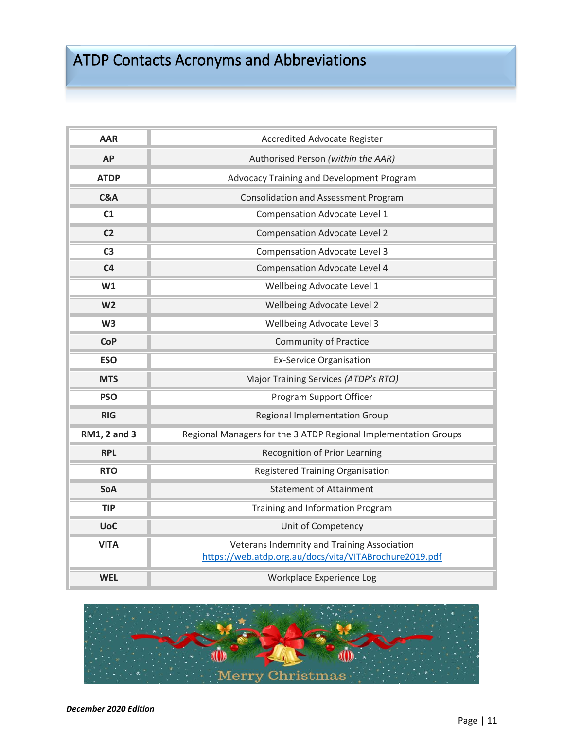# ATDP Contacts Acronyms and Abbreviations

| | |
|---|---|
| **AAR** | Accredited Advocate Register |
| **AP** | Authorised Person *(within the AAR)* |
| **ATDP** | Advocacy Training and Development Program |
| **C&A** | Consolidation and Assessment Program |
| **C1** | Compensation Advocate Level 1 |
| **C2** | Compensation Advocate Level 2 |
| **C3** | Compensation Advocate Level 3 |
| **C4** | Compensation Advocate Level 4 |
| **W1** | Wellbeing Advocate Level 1 |
| **W2** | Wellbeing Advocate Level 2 |
| **W3** | Wellbeing Advocate Level 3 |
| **CoP** | Community of Practice |
| **ESO** | Ex-Service Organisation |
| **MTS** | Major Training Services *(ATDP's RTO)* |
| **PSO** | Program Support Officer |
| **RIG** | Regional Implementation Group |
| **RM1, 2 and 3** | Regional Managers for the 3 ATDP Regional Implementation Groups |
| **RPL** | Recognition of Prior Learning |
| **RTO** | Registered Training Organisation |
| **SoA** | Statement of Attainment |
| **TIP** | Training and Information Program |
| **UoC** | Unit of Competency |
| **VITA** | Veterans Indemnity and Training Association https://web.atdp.org.au/docs/vita/VITABrochure2019.pdf |
| **WEL** | Workplace Experience Log |

Merry Christmas

***December 2020 Edition***